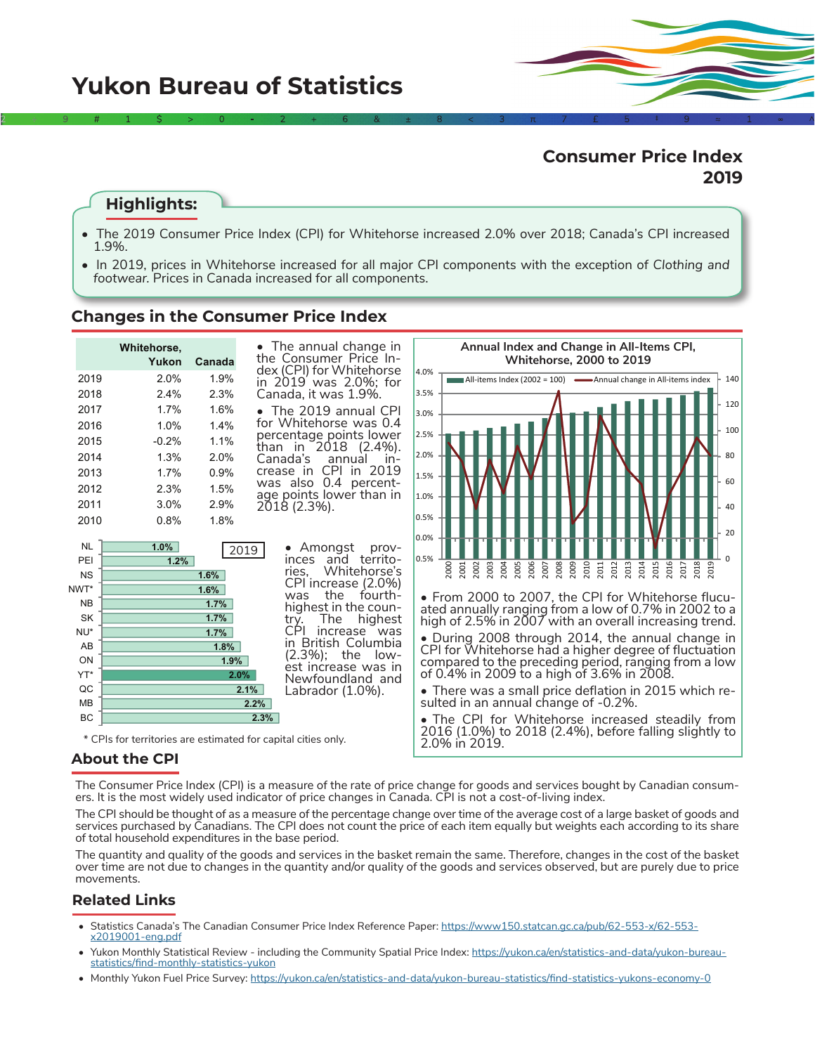# Yukon Bureau of Statistics

## Consumer Price Index 2019

### Highlights:

- The 2019 Consumer Price Index (CPI) for Whitehorse increased 2.0% over 2018; Canada's CPI increased 1.9%.
- In 2019, prices in Whitehorse increased for all major CPI components with the exception of *Clothing and footwear*. Prices in Canada increased for all components.

## Changes in the Consumer Price Index

| | Whitehorse, Yukon | Canada |
|---|---|---|
| 2019 | 2.0% | 1.9% |
| 2018 | 2.4% | 2.3% |
| 2017 | 1.7% | 1.6% |
| 2016 | 1.0% | 1.4% |
| 2015 | -0.2% | 1.1% |
| 2014 | 1.3% | 2.0% |
| 2013 | 1.7% | 0.9% |
| 2012 | 2.3% | 1.5% |
| 2011 | 3.0% | 2.9% |
| 2010 | 0.8% | 1.8% |

- The annual change in the Consumer Price Index (CPI) for Whitehorse in 2019 was 2.0%; for Canada, it was 1.9%.
- The 2019 annual CPI for Whitehorse was 0.4 percentage points lower than in 2018 (2.4%). Canada's annual increase in CPI in 2019 was also 0.4 percentage points lower than in 2018 (2.3%).

2019

| | |
|---|---|
| NL | 1.0% |
| PEI | 1.2% |
| NS | 1.6% |
| NWT* | 1.6% |
| NB | 1.7% |
| SK | 1.7% |
| NU* | 1.7% |
| AB | 1.8% |
| ON | 1.9% |
| YT* | 2.0% |
| QC | 2.1% |
| MB | 2.2% |
| BC | 2.3% |

\* CPIs for territories are estimated for capital cities only.

- Amongst provinces and territories, Whitehorse's CPI increase (2.0%) was the fourth-highest in the country. The highest CPI increase was in British Columbia (2.3%); the lowest increase was in Newfoundland and Labrador (1.0%).

**Annual Index and Change in All-Items CPI, Whitehorse, 2000 to 2019**

Legend: All-items Index (2002 = 100); Annual change in All-items index

- From 2000 to 2007, the CPI for Whitehorse flucuated annually ranging from a low of 0.7% in 2002 to a high of 2.5% in 2007 with an overall increasing trend.
- During 2008 through 2014, the annual change in CPI for Whitehorse had a higher degree of fluctuation compared to the preceding period, ranging from a low of 0.4% in 2009 to a high of 3.6% in 2008.
- There was a small price deflation in 2015 which resulted in an annual change of -0.2%.
- The CPI for Whitehorse increased steadily from 2016 (1.0%) to 2018 (2.4%), before falling slightly to 2.0% in 2019.

## About the CPI

The Consumer Price Index (CPI) is a measure of the rate of price change for goods and services bought by Canadian consumers. It is the most widely used indicator of price changes in Canada. CPI is not a cost-of-living index.

The CPI should be thought of as a measure of the percentage change over time of the average cost of a large basket of goods and services purchased by Canadians. The CPI does not count the price of each item equally but weights each according to its share of total household expenditures in the base period.

The quantity and quality of the goods and services in the basket remain the same. Therefore, changes in the cost of the basket over time are not due to changes in the quantity and/or quality of the goods and services observed, but are purely due to price movements.

## Related Links

- Statistics Canada's The Canadian Consumer Price Index Reference Paper: https://www150.statcan.gc.ca/pub/62-553-x/62-553-x2019001-eng.pdf
- Yukon Monthly Statistical Review - including the Community Spatial Price Index: https://yukon.ca/en/statistics-and-data/yukon-bureau-statistics/find-monthly-statistics-yukon
- Monthly Yukon Fuel Price Survey: https://yukon.ca/en/statistics-and-data/yukon-bureau-statistics/find-statistics-yukons-economy-0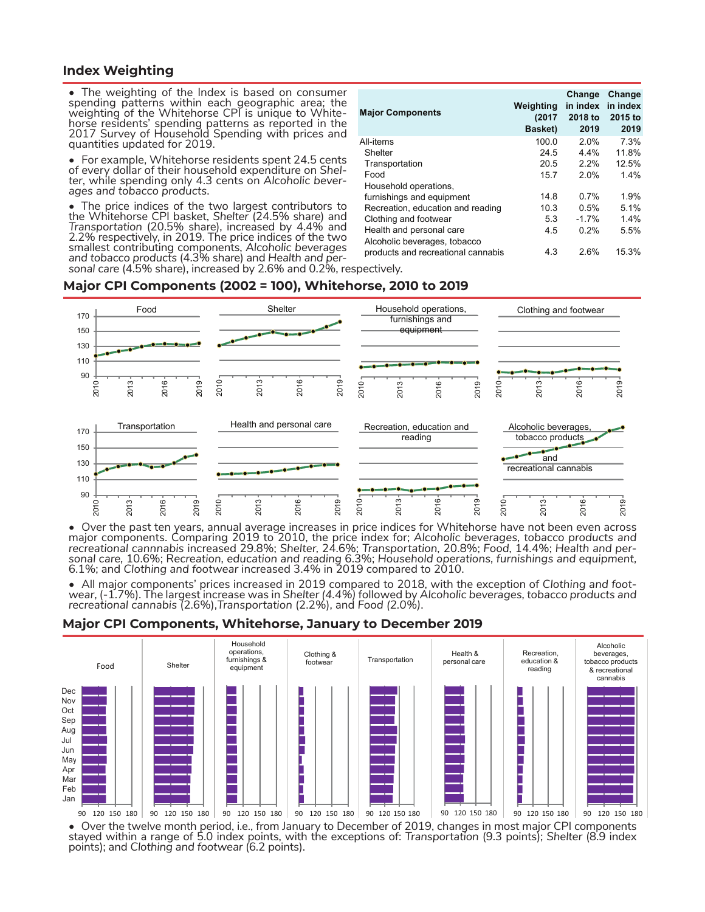## Index Weighting

- The weighting of the Index is based on consumer spending patterns within each geographic area; the weighting of the Whitehorse CPI is unique to Whitehorse residents' spending patterns as reported in the 2017 Survey of Household Spending with prices and quantities updated for 2019.
- For example, Whitehorse residents spent 24.5 cents of every dollar of their household expenditure on *Shelter*, while spending only 4.3 cents on *Alcoholic beverages and tobacco products*.
- The price indices of the two largest contributors to the Whitehorse CPI basket, *Shelter* (24.5% share) and *Transportation* (20.5% share), increased by 4.4% and 2.2% respectively, in 2019. The price indices of the two smallest contributing components, *Alcoholic beverages and tobacco products* (4.3% share) and *Health and personal care* (4.5% share), increased by 2.6% and 0.2%, respectively.

| Major Components | Weighting (2017 Basket) | Change in index 2018 to 2019 | Change in index 2015 to 2019 |
|---|---|---|---|
| All-items | 100.0 | 2.0% | 7.3% |
| Shelter | 24.5 | 4.4% | 11.8% |
| Transportation | 20.5 | 2.2% | 12.5% |
| Food | 15.7 | 2.0% | 1.4% |
| Household operations, furnishings and equipment | 14.8 | 0.7% | 1.9% |
| Recreation, education and reading | 10.3 | 0.5% | 5.1% |
| Clothing and footwear | 5.3 | -1.7% | 1.4% |
| Health and personal care | 4.5 | 0.2% | 5.5% |
| Alcoholic beverages, tobacco products and recreational cannabis | 4.3 | 2.6% | 15.3% |

## Major CPI Components (2002 = 100), Whitehorse, 2010 to 2019

- Over the past ten years, annual average increases in price indices for Whitehorse have not been even across major components. Comparing 2019 to 2010, the price index for; *Alcoholic beverages, tobacco products and recreational cannabis* increased 29.8%; *Shelter*, 24.6%; *Transportation*, 20.8%; *Food*, 14.4%; *Health and personal care*, 10.6%; *Recreation, education and reading* 6.3%; *Household operations, furnishings and equipment*, 6.1%; and *Clothing and footwear* increased 3.4% in 2019 compared to 2010.
- All major components' prices increased in 2019 compared to 2018, with the exception of *Clothing and footwear*, (-1.7%). The largest increase was in *Shelter (4.4%)* followed by *Alcoholic beverages, tobacco products and recreational cannabis* (2.6%),*Transportation* (2.2%), and *Food (2.0%)*.

## Major CPI Components, Whitehorse, January to December 2019

- Over the twelve month period, i.e., from January to December of 2019, changes in most major CPI components stayed within a range of 5.0 index points, with the exceptions of: *Transportation* (9.3 points); *Shelter* (8.9 index points); and *Clothing and footwear* (6.2 points).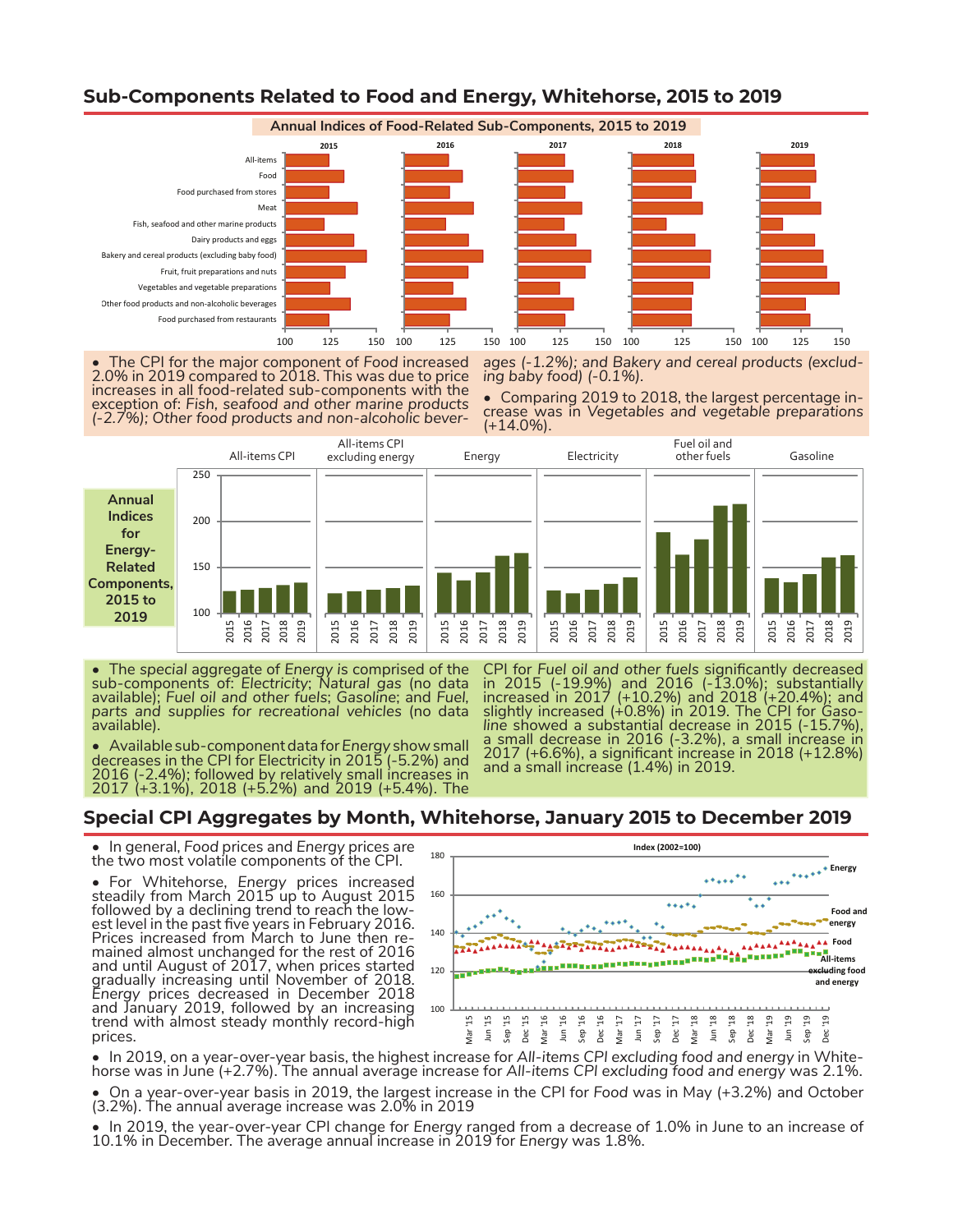## Sub-Components Related to Food and Energy, Whitehorse, 2015 to 2019

**Annual Indices of Food-Related Sub-Components, 2015 to 2019**

- The CPI for the major component of Food increased 2.0% in 2019 compared to 2018. This was due to price increases in all food-related sub-components with the exception of: *Fish, seafood and other marine products* (-2.7%); *Other food products and non-alcoholic beverages* (-1.2%); and *Bakery and cereal products (excluding baby food)* (-0.1%).
- Comparing 2019 to 2018, the largest percentage increase was in *Vegetables and vegetable preparations* (+14.0%).

**Annual Indices for Energy-Related Components, 2015 to 2019**

- The *special* aggregate of *Energy* is comprised of the sub-components of: *Electricity*; *Natural gas* (no data available); *Fuel oil and other fuels*; *Gasoline*; and *Fuel, parts and supplies for recreational vehicles* (no data available).
- Available sub-component data for *Energy* show small decreases in the CPI for Electricity in 2015 (-5.2%) and 2016 (-2.4%); followed by relatively small increases in 2017 (+3.1%), 2018 (+5.2%) and 2019 (+5.4%). The CPI for *Fuel oil and other fuels* significantly decreased in 2015 (-19.9%) and 2016 (-13.0%); substantially increased in 2017 (+10.2%) and 2018 (+20.4%); and slightly increased (+0.8%) in 2019. The CPI for *Gasoline* showed a substantial decrease in 2015 (-15.7%), a small decrease in 2016 (-3.2%), a small increase in 2017 (+6.6%), a significant increase in 2018 (+12.8%) and a small increase (1.4%) in 2019.

## Special CPI Aggregates by Month, Whitehorse, January 2015 to December 2019

- In general, *Food* prices and *Energy* prices are the two most volatile components of the CPI.
- For Whitehorse, *Energy* prices increased steadily from March 2015 up to August 2015 followed by a declining trend to reach the lowest level in the past five years in February 2016. Prices increased from March to June then remained almost unchanged for the rest of 2016 and until August of 2017, when prices started gradually increasing until November of 2018. *Energy* prices decreased in December 2018 and January 2019, followed by an increasing trend with almost steady monthly record-high prices.
- In 2019, on a year-over-year basis, the highest increase for *All-items CPI excluding food and energy* in Whitehorse was in June (+2.7%). The annual average increase for *All-items CPI excluding food and energy* was 2.1%.
- On a year-over-year basis in 2019, the largest increase in the CPI for *Food* was in May (+3.2%) and October (3.2%). The annual average increase was 2.0% in 2019
- In 2019, the year-over-year CPI change for *Energy* ranged from a decrease of 1.0% in June to an increase of 10.1% in December. The average annual increase in 2019 for *Energy* was 1.8%.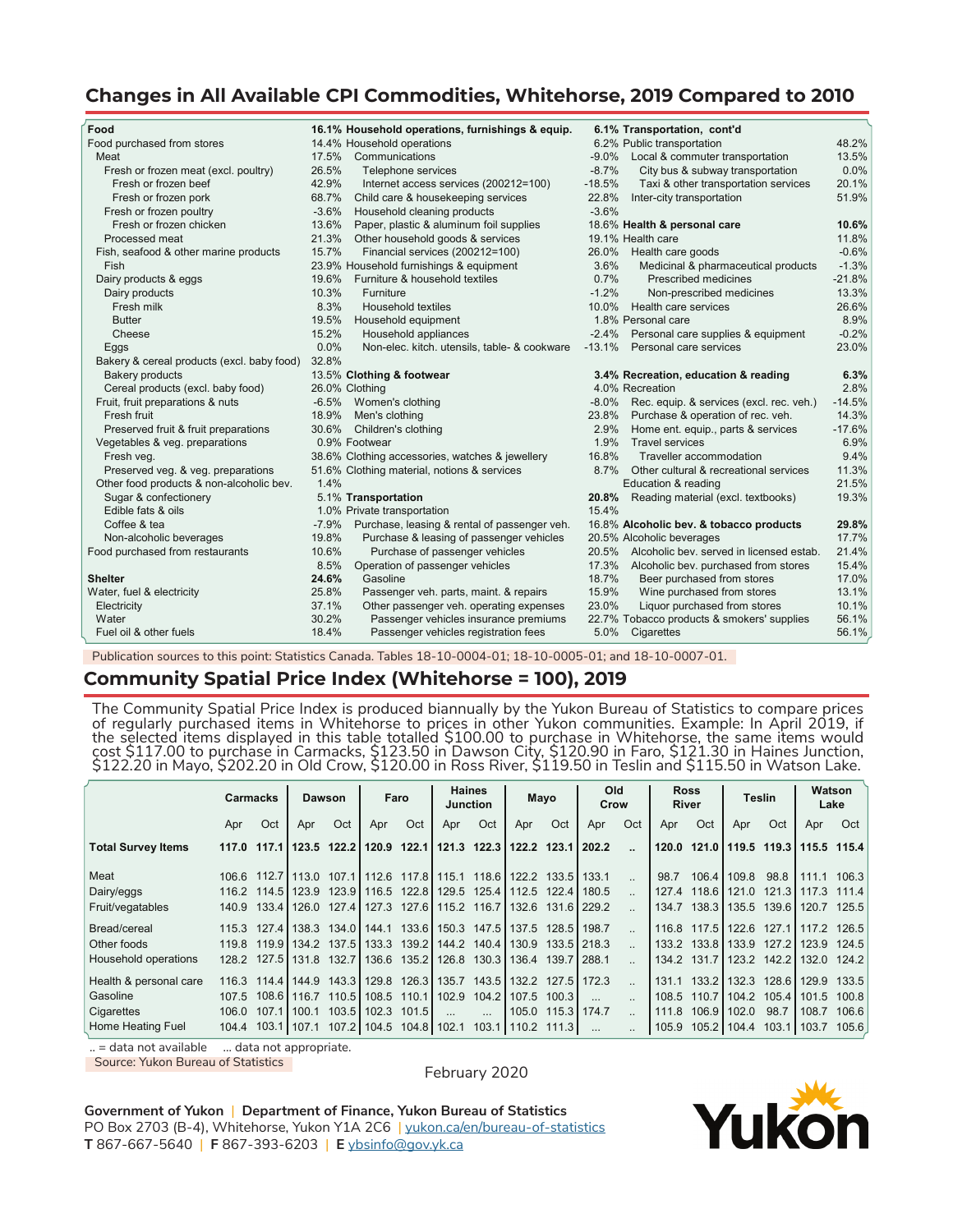## Changes in All Available CPI Commodities, Whitehorse, 2019 Compared to 2010

| | | | | | |
|---|---|---|---|---|---|
| **Food** | **16.1%** | **Household operations, furnishings & equip.** | **6.1%** | **Transportation, cont'd** | |
| Food purchased from stores | 14.4% | Household operations | 6.2% | Public transportation | 48.2% |
| Meat | 17.5% | Communications | -9.0% | Local & commuter transportation | 13.5% |
| Fresh or frozen meat (excl. poultry) | 26.5% | Telephone services | -8.7% | City bus & subway transportation | 0.0% |
| Fresh or frozen beef | 42.9% | Internet access services (200212=100) | -18.5% | Taxi & other transportation services | 20.1% |
| Fresh or frozen pork | 68.7% | Child care & housekeeping services | 22.8% | Inter-city transportation | 51.9% |
| Fresh or frozen poultry | -3.6% | Household cleaning products | -3.6% | | |
| Fresh or frozen chicken | 13.6% | Paper, plastic & aluminum foil supplies | 18.6% | **Health & personal care** | **10.6%** |
| Processed meat | 21.3% | Other household goods & services | 19.1% | Health care | 11.8% |
| Fish, seafood & other marine products | 15.7% | Financial services (200212=100) | 26.0% | Health care goods | -0.6% |
| Fish | 23.9% | Household furnishings & equipment | 3.6% | Medicinal & pharmaceutical products | -1.3% |
| Dairy products & eggs | 19.6% | Furniture & household textiles | 0.7% | Prescribed medicines | -21.8% |
| Dairy products | 10.3% | Furniture | -1.2% | Non-prescribed medicines | 13.3% |
| Fresh milk | 8.3% | Household textiles | 10.0% | Health care services | 26.6% |
| Butter | 19.5% | Household equipment | 1.8% | Personal care | 8.9% |
| Cheese | 15.2% | Household appliances | -2.4% | Personal care supplies & equipment | -0.2% |
| Eggs | 0.0% | Non-elec. kitch. utensils, table- & cookware | -13.1% | Personal care services | 23.0% |
| Bakery & cereal products (excl. baby food) | 32.8% | | | | |
| Bakery products | 13.5% | **Clothing & footwear** | **3.4%** | **Recreation, education & reading** | **6.3%** |
| Cereal products (excl. baby food) | 26.0% | Clothing | 4.0% | Recreation | 2.8% |
| Fruit, fruit preparations & nuts | -6.5% | Women's clothing | -8.0% | Rec. equip. & services (excl. rec. veh.) | -14.5% |
| Fresh fruit | 18.9% | Men's clothing | 23.8% | Purchase & operation of rec. veh. | 14.3% |
| Preserved fruit & fruit preparations | 30.6% | Children's clothing | 2.9% | Home ent. equip., parts & services | -17.6% |
| Vegetables & veg. preparations | 0.9% | Footwear | 1.9% | Travel services | 6.9% |
| Fresh veg. | 38.6% | Clothing accessories, watches & jewellery | 16.8% | Traveller accommodation | 9.4% |
| Preserved veg. & veg. preparations | 51.6% | Clothing material, notions & services | 8.7% | Other cultural & recreational services | 11.3% |
| Other food products & non-alcoholic bev. | 1.4% | | | Education & reading | 21.5% |
| Sugar & confectionery | 5.1% | **Transportation** | **20.8%** | Reading material (excl. textbooks) | 19.3% |
| Edible fats & oils | 1.0% | Private transportation | 15.4% | | |
| Coffee & tea | -7.9% | Purchase, leasing & rental of passenger veh. | 16.8% | **Alcoholic bev. & tobacco products** | **29.8%** |
| Non-alcoholic beverages | 19.8% | Purchase & leasing of passenger vehicles | 20.5% | Alcoholic beverages | 17.7% |
| Food purchased from restaurants | 10.6% | Purchase of passenger vehicles | 20.5% | Alcoholic bev. served in licensed estab. | 21.4% |
| | 8.5% | Operation of passenger vehicles | 17.3% | Alcoholic bev. purchased from stores | 15.4% |
| **Shelter** | **24.6%** | Gasoline | 18.7% | Beer purchased from stores | 17.0% |
| Water, fuel & electricity | 25.8% | Passenger veh. parts, maint. & repairs | 15.9% | Wine purchased from stores | 13.1% |
| Electricity | 37.1% | Other passenger veh. operating expenses | 23.0% | Liquor purchased from stores | 10.1% |
| Water | 30.2% | Passenger vehicles insurance premiums | 22.7% | Tobacco products & smokers' supplies | 56.1% |
| Fuel oil & other fuels | 18.4% | Passenger vehicles registration fees | 5.0% | Cigarettes | 56.1% |

Publication sources to this point: Statistics Canada. Tables 18-10-0004-01; 18-10-0005-01; and 18-10-0007-01.

## Community Spatial Price Index (Whitehorse = 100), 2019

The Community Spatial Price Index is produced biannually by the Yukon Bureau of Statistics to compare prices of regularly purchased items in Whitehorse to prices in other Yukon communities. Example: In April 2019, if the selected items displayed in this table totalled $100.00 to purchase in Whitehorse, the same items would cost $117.00 to purchase in Carmacks, $123.50 in Dawson City, $120.90 in Faro, $121.30 in Haines Junction, $122.20 in Mayo, $202.20 in Old Crow, $120.00 in Ross River, $119.50 in Teslin and $115.50 in Watson Lake.

| | Carmacks | | Dawson | | Faro | | Haines Junction | | Mayo | | Old Crow | | Ross River | | Teslin | | Watson Lake | |
|---|---|---|---|---|---|---|---|---|---|---|---|---|---|---|---|---|---|---|
| | Apr | Oct | Apr | Oct | Apr | Oct | Apr | Oct | Apr | Oct | Apr | Oct | Apr | Oct | Apr | Oct | Apr | Oct |
| **Total Survey Items** | **117.0** | **117.1** | **123.5** | **122.2** | **120.9** | **122.1** | **121.3** | **122.3** | **122.2** | **123.1** | **202.2** | .. | **120.0** | **121.0** | **119.5** | **119.3** | **115.5** | **115.4** |
| Meat | 106.6 | 112.7 | 113.0 | 107.1 | 112.6 | 117.8 | 115.1 | 118.6 | 122.2 | 133.5 | 133.1 | .. | 98.7 | 106.4 | 109.8 | 98.8 | 111.1 | 106.3 |
| Dairy/eggs | 116.2 | 114.5 | 123.9 | 123.9 | 116.5 | 122.8 | 129.5 | 125.4 | 112.5 | 122.4 | 180.5 | .. | 127.4 | 118.6 | 121.0 | 121.3 | 117.3 | 111.4 |
| Fruit/vegetables | 140.9 | 133.4 | 126.0 | 127.4 | 127.3 | 127.6 | 115.2 | 116.7 | 132.6 | 131.6 | 229.2 | .. | 134.7 | 138.3 | 135.5 | 139.6 | 120.7 | 125.5 |
| Bread/cereal | 115.3 | 127.4 | 138.3 | 134.0 | 144.1 | 133.6 | 150.3 | 147.5 | 137.5 | 128.5 | 198.7 | .. | 116.8 | 117.5 | 122.6 | 127.1 | 117.2 | 126.5 |
| Other foods | 119.8 | 119.9 | 134.2 | 137.5 | 133.3 | 139.2 | 144.2 | 140.4 | 130.9 | 133.5 | 218.3 | .. | 133.2 | 133.8 | 133.9 | 127.2 | 123.9 | 124.5 |
| Household operations | 128.2 | 127.5 | 131.8 | 132.7 | 136.6 | 135.2 | 126.8 | 130.3 | 136.4 | 139.7 | 288.1 | .. | 134.2 | 131.7 | 123.2 | 142.2 | 132.0 | 124.2 |
| Health & personal care | 116.3 | 114.4 | 144.9 | 143.3 | 129.8 | 126.3 | 135.7 | 143.5 | 132.2 | 127.5 | 172.3 | .. | 131.1 | 133.2 | 132.3 | 128.6 | 129.9 | 133.5 |
| Gasoline | 107.5 | 108.6 | 116.7 | 110.5 | 108.5 | 110.1 | 102.9 | 104.2 | 107.5 | 100.3 | ... | .. | 108.5 | 110.7 | 104.2 | 105.4 | 101.5 | 100.8 |
| Cigarettes | 106.0 | 107.1 | 100.1 | 103.5 | 102.3 | 101.5 | ... | ... | 105.0 | 115.3 | 174.7 | .. | 111.8 | 106.9 | 102.0 | 98.7 | 108.7 | 106.6 |
| Home Heating Fuel | 104.4 | 103.1 | 107.1 | 107.2 | 104.5 | 104.8 | 102.1 | 103.1 | 110.2 | 111.3 | ... | .. | 105.9 | 105.2 | 104.4 | 103.1 | 103.7 | 105.6 |

.. = data not available ... data not appropriate.

Source: Yukon Bureau of Statistics

February 2020

**Government of Yukon** | **Department of Finance, Yukon Bureau of Statistics**
PO Box 2703 (B-4), Whitehorse, Yukon Y1A 2C6 | yukon.ca/en/bureau-of-statistics
**T** 867-667-5640 | **F** 867-393-6203 | **E** ybsinfo@gov.yk.ca

Yukon